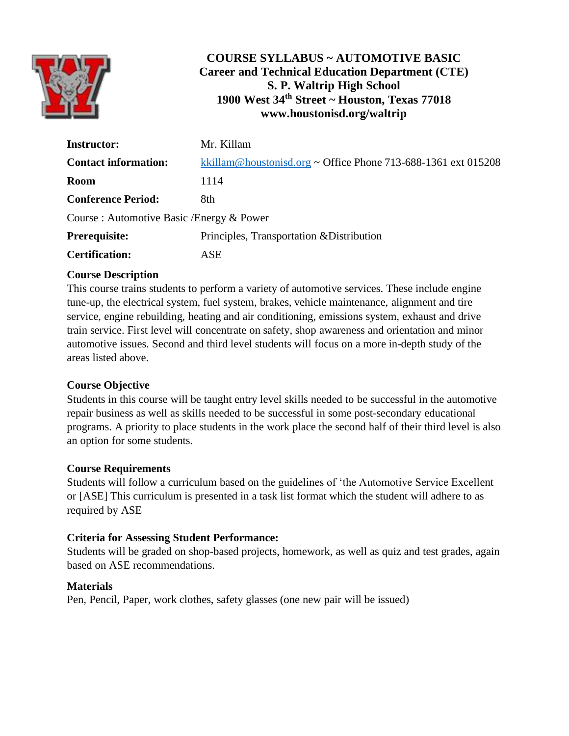# COURSE SYLLABUS ~ AUTOMOTIVE BASIC
## Career and Technical Education Department (CTE)
## S. P. Waltrip High School
## 1900 West 34th Street ~ Houston, Texas 77018
## www.houstonisd.org/waltrip

| | |
|---|---|
| **Instructor:** | Mr. Killam |
| **Contact information:** | kkillam@houstonisd.org ~ Office Phone 713-688-1361 ext 015208 |
| **Room** | 1114 |
| **Conference Period:** | 8th |
| Course : Automotive Basic /Energy & Power | |
| **Prerequisite:** | Principles, Transportation &Distribution |
| **Certification:** | ASE |

**Course Description**

This course trains students to perform a variety of automotive services. These include engine tune-up, the electrical system, fuel system, brakes, vehicle maintenance, alignment and tire service, engine rebuilding, heating and air conditioning, emissions system, exhaust and drive train service. First level will concentrate on safety, shop awareness and orientation and minor automotive issues. Second and third level students will focus on a more in-depth study of the areas listed above.

**Course Objective**

Students in this course will be taught entry level skills needed to be successful in the automotive repair business as well as skills needed to be successful in some post-secondary educational programs. A priority to place students in the work place the second half of their third level is also an option for some students.

**Course Requirements**

Students will follow a curriculum based on the guidelines of 'the Automotive Service Excellent or [ASE] This curriculum is presented in a task list format which the student will adhere to as required by ASE

**Criteria for Assessing Student Performance:**

Students will be graded on shop-based projects, homework, as well as quiz and test grades, again based on ASE recommendations.

**Materials**

Pen, Pencil, Paper, work clothes, safety glasses (one new pair will be issued)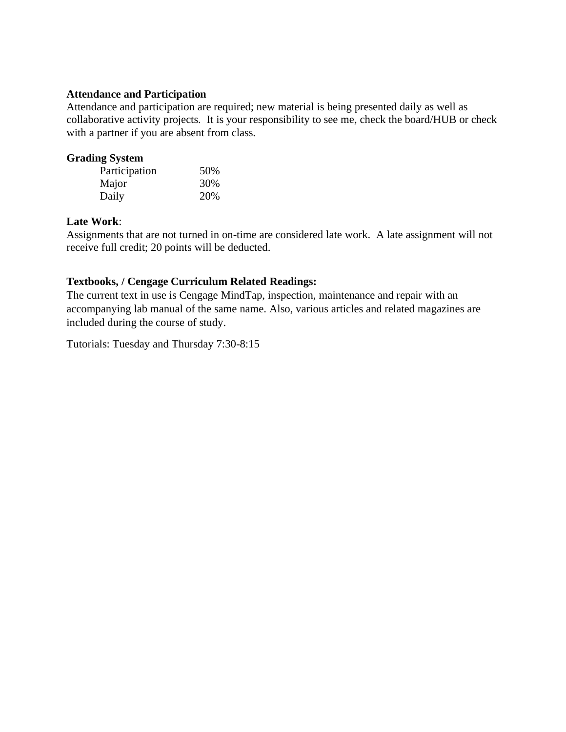**Attendance and Participation**
Attendance and participation are required; new material is being presented daily as well as collaborative activity projects. It is your responsibility to see me, check the board/HUB or check with a partner if you are absent from class.

**Grading System**

| | |
|---|---|
| Participation | 50% |
| Major | 30% |
| Daily | 20% |

**Late Work**:
Assignments that are not turned in on-time are considered late work. A late assignment will not receive full credit; 20 points will be deducted.

**Textbooks, / Cengage Curriculum Related Readings:**
The current text in use is Cengage MindTap, inspection, maintenance and repair with an accompanying lab manual of the same name. Also, various articles and related magazines are included during the course of study.

Tutorials: Tuesday and Thursday 7:30-8:15